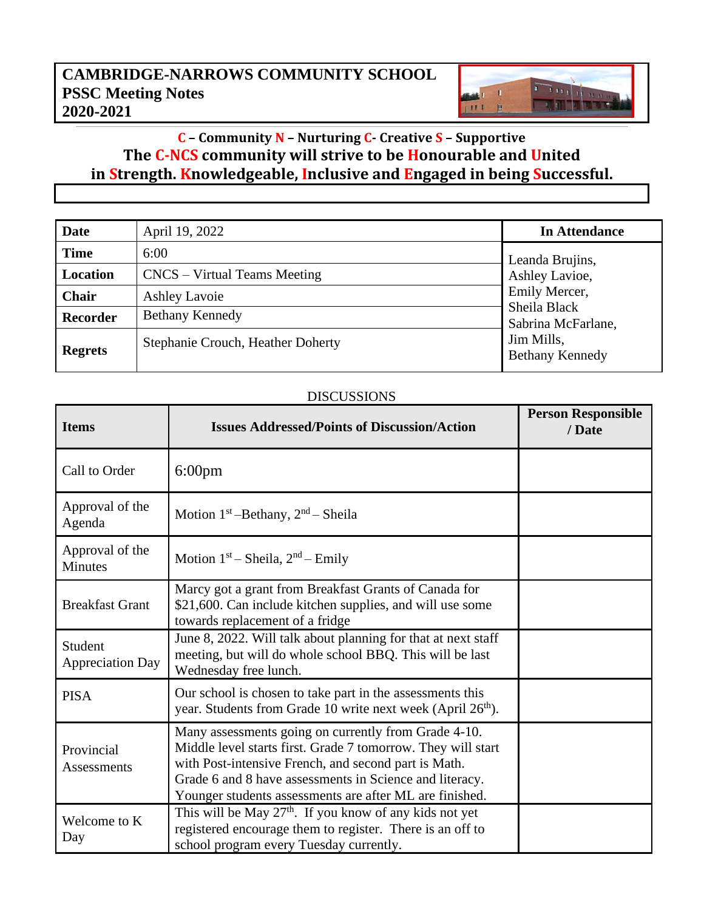**CAMBRIDGE-NARROWS COMMUNITY SCHOOL**
**PSSC Meeting Notes**
**2020-2021**

**C – Community N – Nurturing C- Creative S – Supportive**
**The C-NCS community will strive to be Honourable and United in Strength. Knowledgeable, Inclusive and Engaged in being Successful.**

| | | In Attendance |
|---|---|---|
| **Date** | April 19, 2022 | Leanda Brujins, Ashley Lavioe, Emily Mercer, Sheila Black Sabrina McFarlane, Jim Mills, Bethany Kennedy |
| **Time** | 6:00 | |
| **Location** | CNCS – Virtual Teams Meeting | |
| **Chair** | Ashley Lavoie | |
| **Recorder** | Bethany Kennedy | |
| **Regrets** | Stephanie Crouch, Heather Doherty | |

DISCUSSIONS

| Items | Issues Addressed/Points of Discussion/Action | Person Responsible / Date |
|---|---|---|
| Call to Order | 6:00pm | |
| Approval of the Agenda | Motion 1st –Bethany, 2nd – Sheila | |
| Approval of the Minutes | Motion 1st – Sheila, 2nd – Emily | |
| Breakfast Grant | Marcy got a grant from Breakfast Grants of Canada for $21,600. Can include kitchen supplies, and will use some towards replacement of a fridge | |
| Student Appreciation Day | June 8, 2022. Will talk about planning for that at next staff meeting, but will do whole school BBQ. This will be last Wednesday free lunch. | |
| PISA | Our school is chosen to take part in the assessments this year. Students from Grade 10 write next week (April 26th). | |
| Provincial Assessments | Many assessments going on currently from Grade 4-10. Middle level starts first. Grade 7 tomorrow. They will start with Post-intensive French, and second part is Math. Grade 6 and 8 have assessments in Science and literacy. Younger students assessments are after ML are finished. | |
| Welcome to K Day | This will be May 27th. If you know of any kids not yet registered encourage them to register. There is an off to school program every Tuesday currently. | |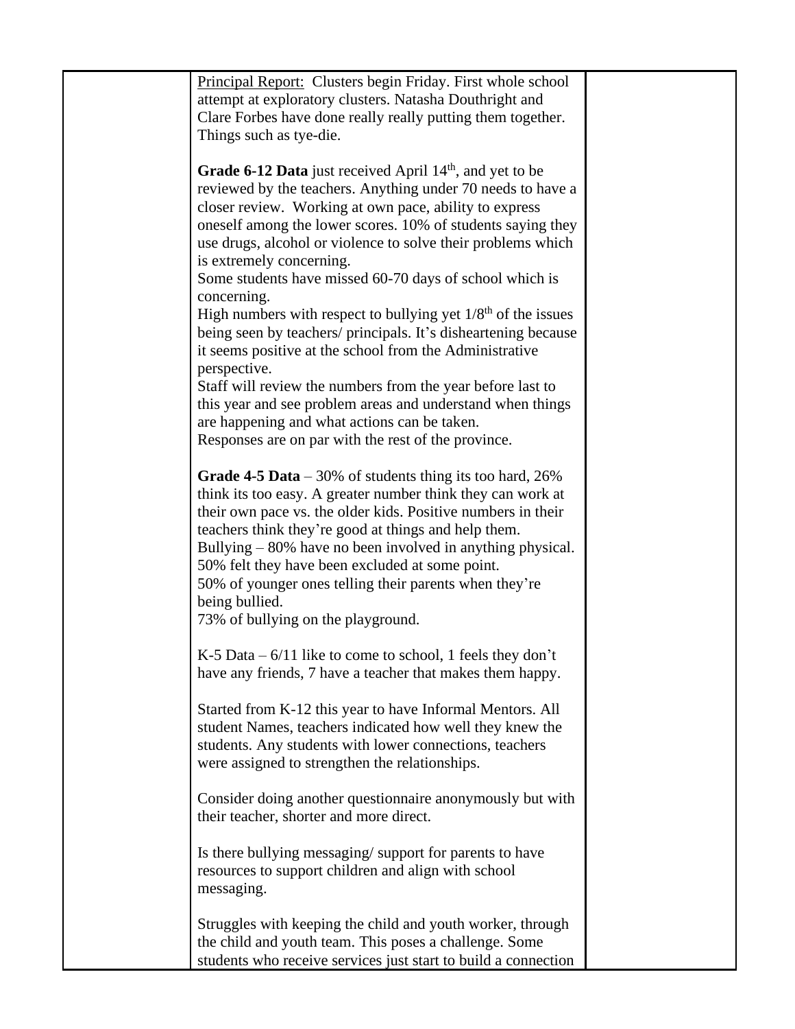| | Principal Report: Clusters begin Friday. First whole school attempt at exploratory clusters. Natasha Douthright and Clare Forbes have done really really putting them together. Things such as tye-die.<br><br>**Grade 6-12 Data** just received April 14th, and yet to be reviewed by the teachers. Anything under 70 needs to have a closer review. Working at own pace, ability to express oneself among the lower scores. 10% of students saying they use drugs, alcohol or violence to solve their problems which is extremely concerning.<br>Some students have missed 60-70 days of school which is concerning.<br>High numbers with respect to bullying yet 1/8th of the issues being seen by teachers/ principals. It's disheartening because it seems positive at the school from the Administrative perspective.<br>Staff will review the numbers from the year before last to this year and see problem areas and understand when things are happening and what actions can be taken.<br>Responses are on par with the rest of the province.<br><br>**Grade 4-5 Data** – 30% of students thing its too hard, 26% think its too easy. A greater number think they can work at their own pace vs. the older kids. Positive numbers in their teachers think they're good at things and help them.<br>Bullying – 80% have no been involved in anything physical. 50% felt they have been excluded at some point.<br>50% of younger ones telling their parents when they're being bullied.<br>73% of bullying on the playground.<br><br>K-5 Data – 6/11 like to come to school, 1 feels they don't have any friends, 7 have a teacher that makes them happy.<br><br>Started from K-12 this year to have Informal Mentors. All student Names, teachers indicated how well they knew the students. Any students with lower connections, teachers were assigned to strengthen the relationships.<br><br>Consider doing another questionnaire anonymously but with their teacher, shorter and more direct.<br><br>Is there bullying messaging/ support for parents to have resources to support children and align with school messaging.<br><br>Struggles with keeping the child and youth worker, through the child and youth team. This poses a challenge. Some students who receive services just start to build a connection | |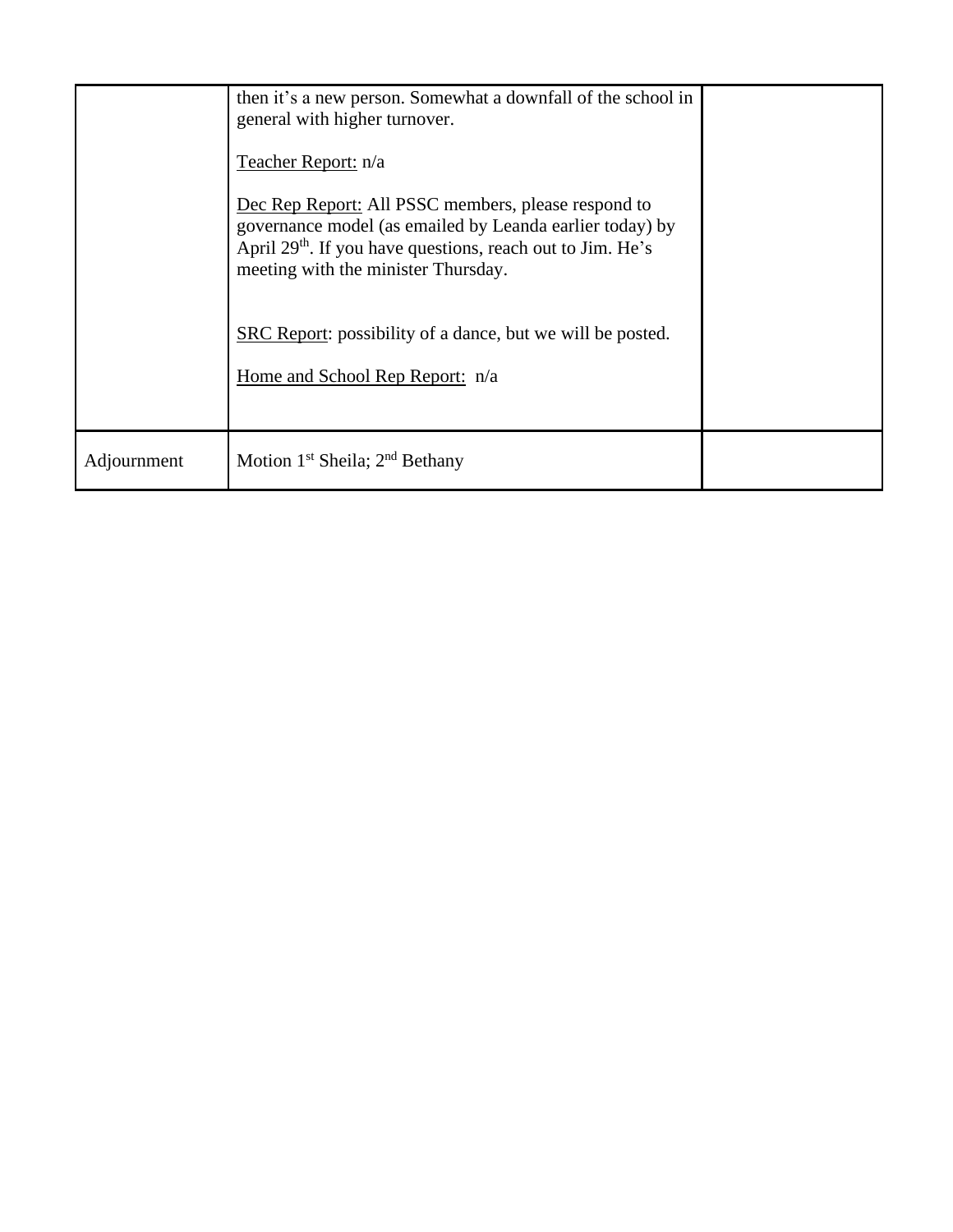| | | |
|---|---|---|
| | then it's a new person. Somewhat a downfall of the school in general with higher turnover.<br><br><u>Teacher Report:</u> n/a<br><br><u>Dec Rep Report:</u> All PSSC members, please respond to governance model (as emailed by Leanda earlier today) by April 29th. If you have questions, reach out to Jim. He's meeting with the minister Thursday.<br><br><u>SRC Report</u>: possibility of a dance, but we will be posted.<br><br><u>Home and School Rep Report:</u> n/a | |
| Adjournment | Motion 1st Sheila; 2nd Bethany | |